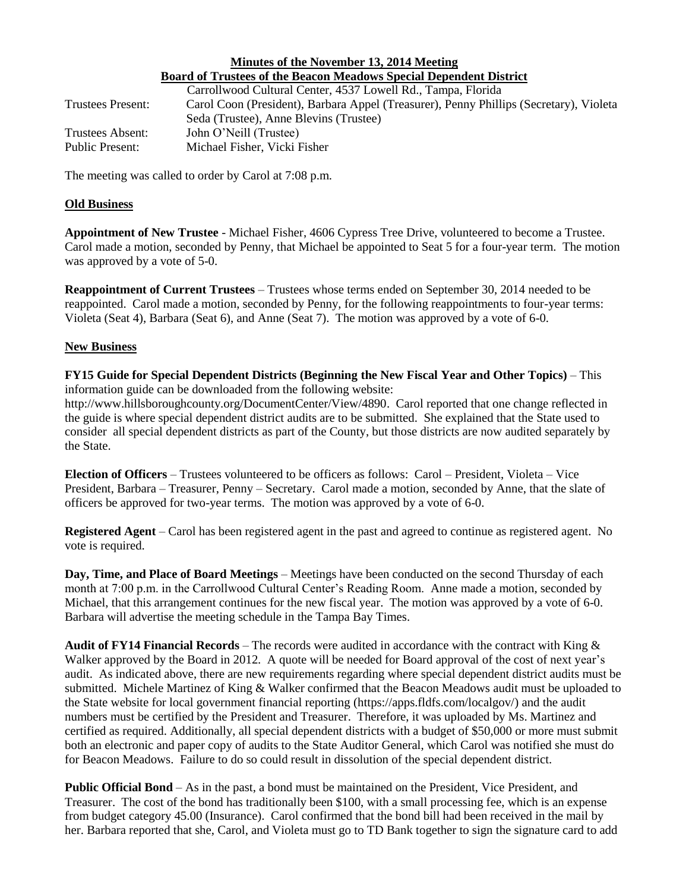# Minutes of the November 13, 2014 Meeting

## Board of Trustees of the Beacon Meadows Special Dependent District

Carrollwood Cultural Center, 4537 Lowell Rd., Tampa, Florida

| | |
|---|---|
| Trustees Present: | Carol Coon (President), Barbara Appel (Treasurer), Penny Phillips (Secretary), Violeta Seda (Trustee), Anne Blevins (Trustee) |
| Trustees Absent: | John O'Neill (Trustee) |
| Public Present: | Michael Fisher, Vicki Fisher |

The meeting was called to order by Carol at 7:08 p.m.

### Old Business

**Appointment of New Trustee** - Michael Fisher, 4606 Cypress Tree Drive, volunteered to become a Trustee. Carol made a motion, seconded by Penny, that Michael be appointed to Seat 5 for a four-year term. The motion was approved by a vote of 5-0.

**Reappointment of Current Trustees** – Trustees whose terms ended on September 30, 2014 needed to be reappointed. Carol made a motion, seconded by Penny, for the following reappointments to four-year terms: Violeta (Seat 4), Barbara (Seat 6), and Anne (Seat 7). The motion was approved by a vote of 6-0.

### New Business

**FY15 Guide for Special Dependent Districts (Beginning the New Fiscal Year and Other Topics)** – This information guide can be downloaded from the following website: http://www.hillsboroughcounty.org/DocumentCenter/View/4890. Carol reported that one change reflected in the guide is where special dependent district audits are to be submitted. She explained that the State used to consider all special dependent districts as part of the County, but those districts are now audited separately by the State.

**Election of Officers** – Trustees volunteered to be officers as follows: Carol – President, Violeta – Vice President, Barbara – Treasurer, Penny – Secretary. Carol made a motion, seconded by Anne, that the slate of officers be approved for two-year terms. The motion was approved by a vote of 6-0.

**Registered Agent** – Carol has been registered agent in the past and agreed to continue as registered agent. No vote is required.

**Day, Time, and Place of Board Meetings** – Meetings have been conducted on the second Thursday of each month at 7:00 p.m. in the Carrollwood Cultural Center's Reading Room. Anne made a motion, seconded by Michael, that this arrangement continues for the new fiscal year. The motion was approved by a vote of 6-0. Barbara will advertise the meeting schedule in the Tampa Bay Times.

**Audit of FY14 Financial Records** – The records were audited in accordance with the contract with King & Walker approved by the Board in 2012. A quote will be needed for Board approval of the cost of next year's audit. As indicated above, there are new requirements regarding where special dependent district audits must be submitted. Michele Martinez of King & Walker confirmed that the Beacon Meadows audit must be uploaded to the State website for local government financial reporting (https://apps.fldfs.com/localgov/) and the audit numbers must be certified by the President and Treasurer. Therefore, it was uploaded by Ms. Martinez and certified as required. Additionally, all special dependent districts with a budget of $50,000 or more must submit both an electronic and paper copy of audits to the State Auditor General, which Carol was notified she must do for Beacon Meadows. Failure to do so could result in dissolution of the special dependent district.

**Public Official Bond** – As in the past, a bond must be maintained on the President, Vice President, and Treasurer. The cost of the bond has traditionally been $100, with a small processing fee, which is an expense from budget category 45.00 (Insurance). Carol confirmed that the bond bill had been received in the mail by her. Barbara reported that she, Carol, and Violeta must go to TD Bank together to sign the signature card to add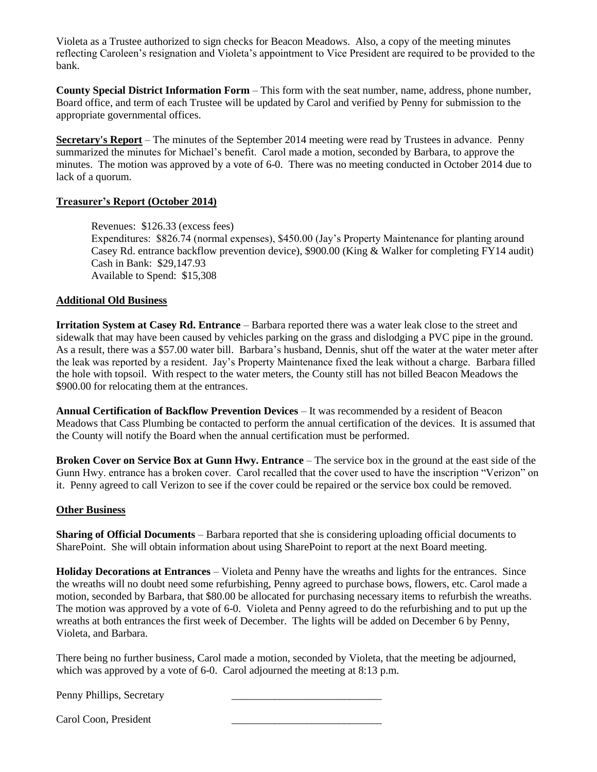Violeta as a Trustee authorized to sign checks for Beacon Meadows. Also, a copy of the meeting minutes reflecting Caroleen's resignation and Violeta's appointment to Vice President are required to be provided to the bank.

**County Special District Information Form** – This form with the seat number, name, address, phone number, Board office, and term of each Trustee will be updated by Carol and verified by Penny for submission to the appropriate governmental offices.

**Secretary's Report** – The minutes of the September 2014 meeting were read by Trustees in advance. Penny summarized the minutes for Michael's benefit. Carol made a motion, seconded by Barbara, to approve the minutes. The motion was approved by a vote of 6-0. There was no meeting conducted in October 2014 due to lack of a quorum.

**Treasurer's Report (October 2014)**

Revenues: $126.33 (excess fees)
Expenditures: $826.74 (normal expenses), $450.00 (Jay's Property Maintenance for planting around Casey Rd. entrance backflow prevention device), $900.00 (King & Walker for completing FY14 audit)
Cash in Bank: $29,147.93
Available to Spend: $15,308

**Additional Old Business**

**Irritation System at Casey Rd. Entrance** – Barbara reported there was a water leak close to the street and sidewalk that may have been caused by vehicles parking on the grass and dislodging a PVC pipe in the ground. As a result, there was a $57.00 water bill. Barbara's husband, Dennis, shut off the water at the water meter after the leak was reported by a resident. Jay's Property Maintenance fixed the leak without a charge. Barbara filled the hole with topsoil. With respect to the water meters, the County still has not billed Beacon Meadows the $900.00 for relocating them at the entrances.

**Annual Certification of Backflow Prevention Devices** – It was recommended by a resident of Beacon Meadows that Cass Plumbing be contacted to perform the annual certification of the devices. It is assumed that the County will notify the Board when the annual certification must be performed.

**Broken Cover on Service Box at Gunn Hwy. Entrance** – The service box in the ground at the east side of the Gunn Hwy. entrance has a broken cover. Carol recalled that the cover used to have the inscription "Verizon" on it. Penny agreed to call Verizon to see if the cover could be repaired or the service box could be removed.

**Other Business**

**Sharing of Official Documents** – Barbara reported that she is considering uploading official documents to SharePoint. She will obtain information about using SharePoint to report at the next Board meeting.

**Holiday Decorations at Entrances** – Violeta and Penny have the wreaths and lights for the entrances. Since the wreaths will no doubt need some refurbishing, Penny agreed to purchase bows, flowers, etc. Carol made a motion, seconded by Barbara, that $80.00 be allocated for purchasing necessary items to refurbish the wreaths. The motion was approved by a vote of 6-0. Violeta and Penny agreed to do the refurbishing and to put up the wreaths at both entrances the first week of December. The lights will be added on December 6 by Penny, Violeta, and Barbara.

There being no further business, Carol made a motion, seconded by Violeta, that the meeting be adjourned, which was approved by a vote of 6-0. Carol adjourned the meeting at 8:13 p.m.

Penny Phillips, Secretary ____________________________

Carol Coon, President ____________________________